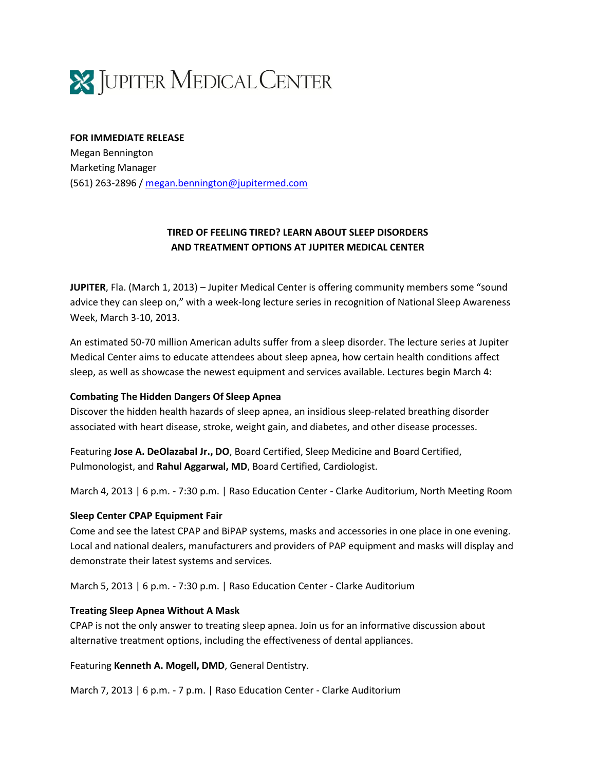# Jupiter Medical Center

**FOR IMMEDIATE RELEASE**
Megan Bennington
Marketing Manager
(561) 263-2896 / megan.bennington@jupitermed.com

## TIRED OF FEELING TIRED? LEARN ABOUT SLEEP DISORDERS AND TREATMENT OPTIONS AT JUPITER MEDICAL CENTER

**JUPITER**, Fla. (March 1, 2013) – Jupiter Medical Center is offering community members some "sound advice they can sleep on," with a week-long lecture series in recognition of National Sleep Awareness Week, March 3-10, 2013.

An estimated 50-70 million American adults suffer from a sleep disorder. The lecture series at Jupiter Medical Center aims to educate attendees about sleep apnea, how certain health conditions affect sleep, as well as showcase the newest equipment and services available. Lectures begin March 4:

**Combating The Hidden Dangers Of Sleep Apnea**
Discover the hidden health hazards of sleep apnea, an insidious sleep-related breathing disorder associated with heart disease, stroke, weight gain, and diabetes, and other disease processes.

Featuring **Jose A. DeOlazabal Jr., DO**, Board Certified, Sleep Medicine and Board Certified, Pulmonologist, and **Rahul Aggarwal, MD**, Board Certified, Cardiologist.

March 4, 2013 | 6 p.m. - 7:30 p.m. | Raso Education Center - Clarke Auditorium, North Meeting Room

**Sleep Center CPAP Equipment Fair**
Come and see the latest CPAP and BiPAP systems, masks and accessories in one place in one evening. Local and national dealers, manufacturers and providers of PAP equipment and masks will display and demonstrate their latest systems and services.

March 5, 2013 | 6 p.m. - 7:30 p.m. | Raso Education Center - Clarke Auditorium

**Treating Sleep Apnea Without A Mask**
CPAP is not the only answer to treating sleep apnea. Join us for an informative discussion about alternative treatment options, including the effectiveness of dental appliances.

Featuring **Kenneth A. Mogell, DMD**, General Dentistry.

March 7, 2013 | 6 p.m. - 7 p.m. | Raso Education Center - Clarke Auditorium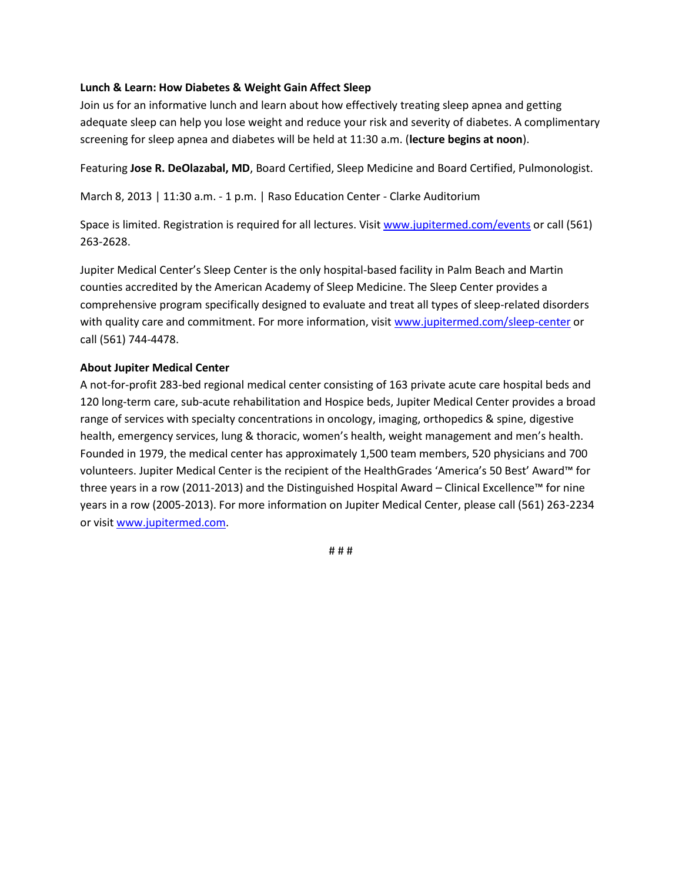**Lunch & Learn: How Diabetes & Weight Gain Affect Sleep**

Join us for an informative lunch and learn about how effectively treating sleep apnea and getting adequate sleep can help you lose weight and reduce your risk and severity of diabetes. A complimentary screening for sleep apnea and diabetes will be held at 11:30 a.m. (**lecture begins at noon**).

Featuring **Jose R. DeOlazabal, MD**, Board Certified, Sleep Medicine and Board Certified, Pulmonologist.

March 8, 2013 | 11:30 a.m. - 1 p.m. | Raso Education Center - Clarke Auditorium

Space is limited. Registration is required for all lectures. Visit www.jupitermed.com/events or call (561) 263-2628.

Jupiter Medical Center's Sleep Center is the only hospital-based facility in Palm Beach and Martin counties accredited by the American Academy of Sleep Medicine. The Sleep Center provides a comprehensive program specifically designed to evaluate and treat all types of sleep-related disorders with quality care and commitment. For more information, visit www.jupitermed.com/sleep-center or call (561) 744-4478.

**About Jupiter Medical Center**

A not-for-profit 283-bed regional medical center consisting of 163 private acute care hospital beds and 120 long-term care, sub-acute rehabilitation and Hospice beds, Jupiter Medical Center provides a broad range of services with specialty concentrations in oncology, imaging, orthopedics & spine, digestive health, emergency services, lung & thoracic, women's health, weight management and men's health. Founded in 1979, the medical center has approximately 1,500 team members, 520 physicians and 700 volunteers. Jupiter Medical Center is the recipient of the HealthGrades 'America's 50 Best' Award™ for three years in a row (2011-2013) and the Distinguished Hospital Award – Clinical Excellence™ for nine years in a row (2005-2013). For more information on Jupiter Medical Center, please call (561) 263-2234 or visit www.jupitermed.com.

# # #